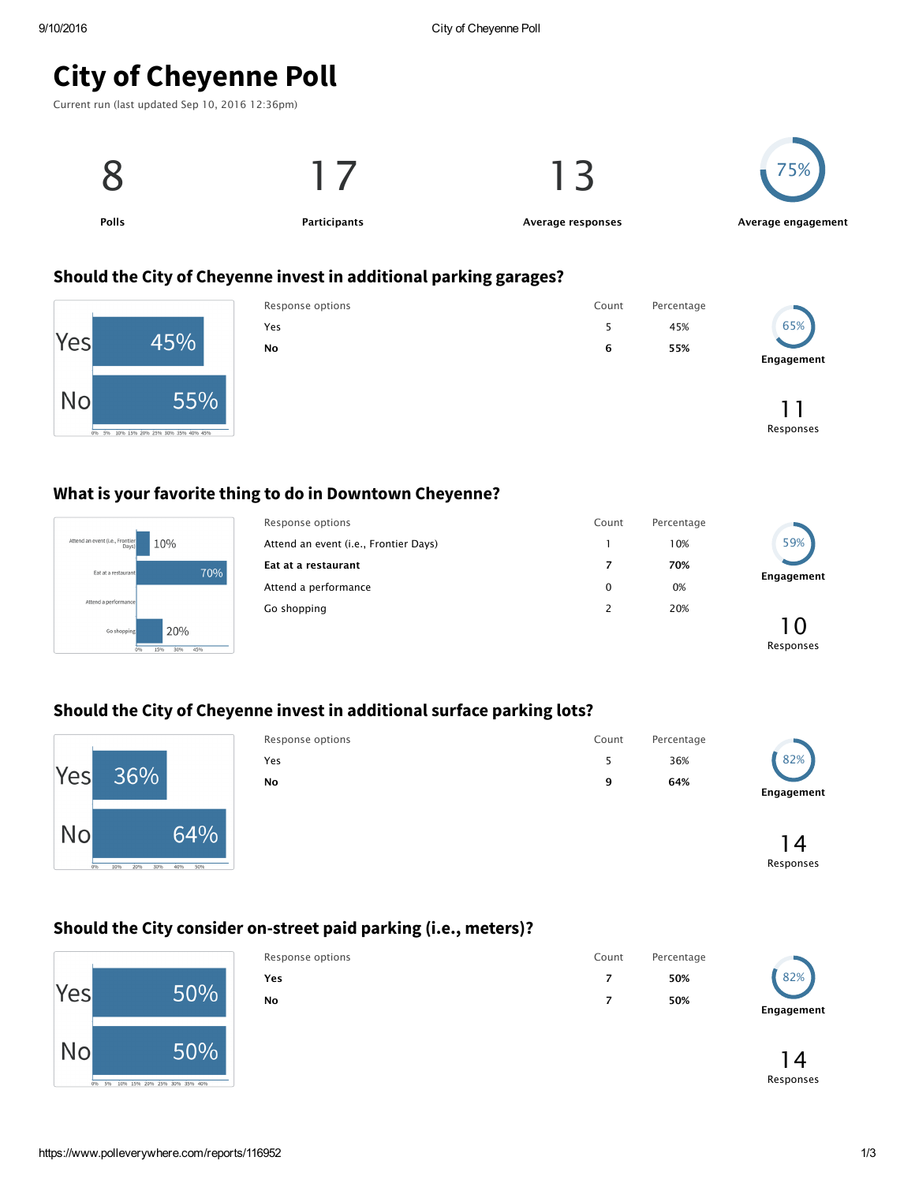# City of Cheyenne Poll

Current run (last updated Sep 10, 2016 12:36pm)

| 8 | 17 | 13 | 75% |
|---|---|---|---|
| Polls | Participants | Average responses | Average engagement |

## Should the City of Cheyenne invest in additional parking garages?

| Response options | Count | Percentage |
|---|---|---|
| Yes | 5 | 45% |
| **No** | **6** | **55%** |

65% Engagement

11 Responses

## What is your favorite thing to do in Downtown Cheyenne?

| Response options | Count | Percentage |
|---|---|---|
| Attend an event (i.e., Frontier Days) | 1 | 10% |
| **Eat at a restaurant** | **7** | **70%** |
| Attend a performance | 0 | 0% |
| Go shopping | 2 | 20% |

59% Engagement

10 Responses

## Should the City of Cheyenne invest in additional surface parking lots?

| Response options | Count | Percentage |
|---|---|---|
| Yes | 5 | 36% |
| **No** | **9** | **64%** |

82% Engagement

14 Responses

## Should the City consider on-street paid parking (i.e., meters)?

| Response options | Count | Percentage |
|---|---|---|
| **Yes** | **7** | **50%** |
| **No** | **7** | **50%** |

82% Engagement

14 Responses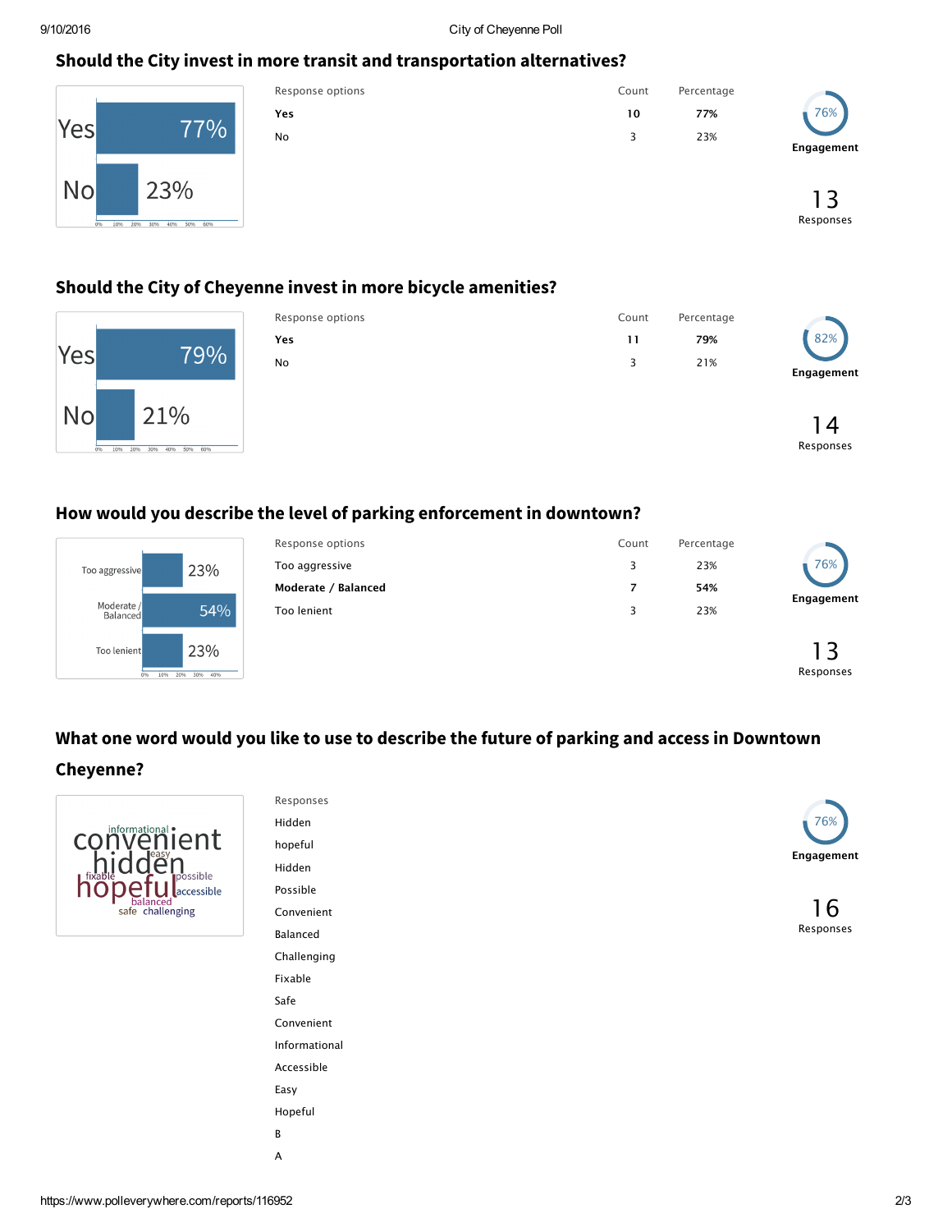## Should the City invest in more transit and transportation alternatives?

Yes 77%
No 23%

| Response options | Count | Percentage |
|---|---|---|
| **Yes** | **10** | **77%** |
| No | 3 | 23% |

76% Engagement

13 Responses

## Should the City of Cheyenne invest in more bicycle amenities?

Yes 79%
No 21%

| Response options | Count | Percentage |
|---|---|---|
| **Yes** | **11** | **79%** |
| No | 3 | 21% |

82% Engagement

14 Responses

## How would you describe the level of parking enforcement in downtown?

Too aggressive 23%
Moderate / Balanced 54%
Too lenient 23%

| Response options | Count | Percentage |
|---|---|---|
| Too aggressive | 3 | 23% |
| **Moderate / Balanced** | **7** | **54%** |
| Too lenient | 3 | 23% |

76% Engagement

13 Responses

## What one word would you like to use to describe the future of parking and access in Downtown Cheyenne?

informational convenient easy hidden fixable possible hopeful accessible balanced safe challenging

Responses

Hidden
hopeful
Hidden
Possible
Convenient
Balanced
Challenging
Fixable
Safe
Convenient
Informational
Accessible
Easy
Hopeful
B
A

76% Engagement

16 Responses